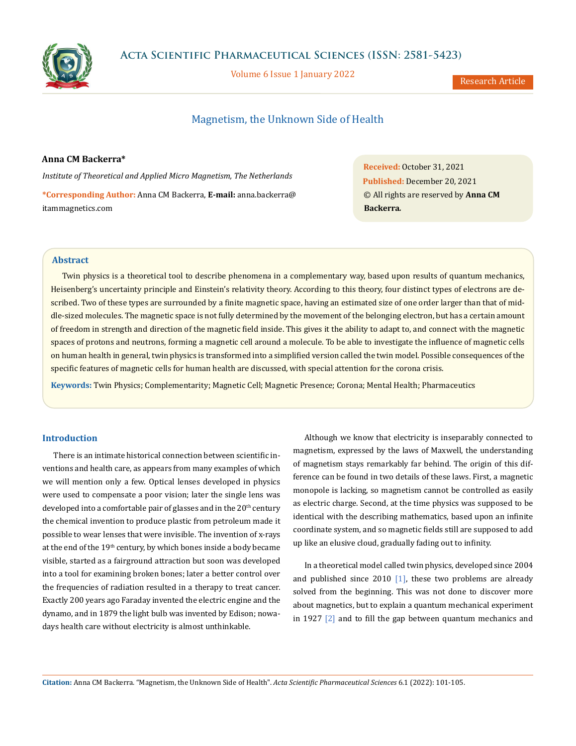# Magnetism, the Unknown Side of Health

**Anna CM Backerra***

*Institute of Theoretical and Applied Micro Magnetism, The Netherlands*

***Corresponding Author:** Anna CM Backerra, **E-mail:** anna.backerra@itammagnetics.com

**Received:** October 31, 2021
**Published:** December 20, 2021
© All rights are reserved by **Anna CM Backerra.**

## Abstract

Twin physics is a theoretical tool to describe phenomena in a complementary way, based upon results of quantum mechanics, Heisenberg's uncertainty principle and Einstein's relativity theory. According to this theory, four distinct types of electrons are described. Two of these types are surrounded by a finite magnetic space, having an estimated size of one order larger than that of middle-sized molecules. The magnetic space is not fully determined by the movement of the belonging electron, but has a certain amount of freedom in strength and direction of the magnetic field inside. This gives it the ability to adapt to, and connect with the magnetic spaces of protons and neutrons, forming a magnetic cell around a molecule. To be able to investigate the influence of magnetic cells on human health in general, twin physics is transformed into a simplified version called the twin model. Possible consequences of the specific features of magnetic cells for human health are discussed, with special attention for the corona crisis.

**Keywords:** Twin Physics; Complementarity; Magnetic Cell; Magnetic Presence; Corona; Mental Health; Pharmaceutics

## Introduction

There is an intimate historical connection between scientific inventions and health care, as appears from many examples of which we will mention only a few. Optical lenses developed in physics were used to compensate a poor vision; later the single lens was developed into a comfortable pair of glasses and in the 20th century the chemical invention to produce plastic from petroleum made it possible to wear lenses that were invisible. The invention of x-rays at the end of the 19th century, by which bones inside a body became visible, started as a fairground attraction but soon was developed into a tool for examining broken bones; later a better control over the frequencies of radiation resulted in a therapy to treat cancer. Exactly 200 years ago Faraday invented the electric engine and the dynamo, and in 1879 the light bulb was invented by Edison; nowadays health care without electricity is almost unthinkable.

Although we know that electricity is inseparably connected to magnetism, expressed by the laws of Maxwell, the understanding of magnetism stays remarkably far behind. The origin of this difference can be found in two details of these laws. First, a magnetic monopole is lacking, so magnetism cannot be controlled as easily as electric charge. Second, at the time physics was supposed to be identical with the describing mathematics, based upon an infinite coordinate system, and so magnetic fields still are supposed to add up like an elusive cloud, gradually fading out to infinity.

In a theoretical model called twin physics, developed since 2004 and published since 2010 [1], these two problems are already solved from the beginning. This was not done to discover more about magnetics, but to explain a quantum mechanical experiment in 1927 [2] and to fill the gap between quantum mechanics and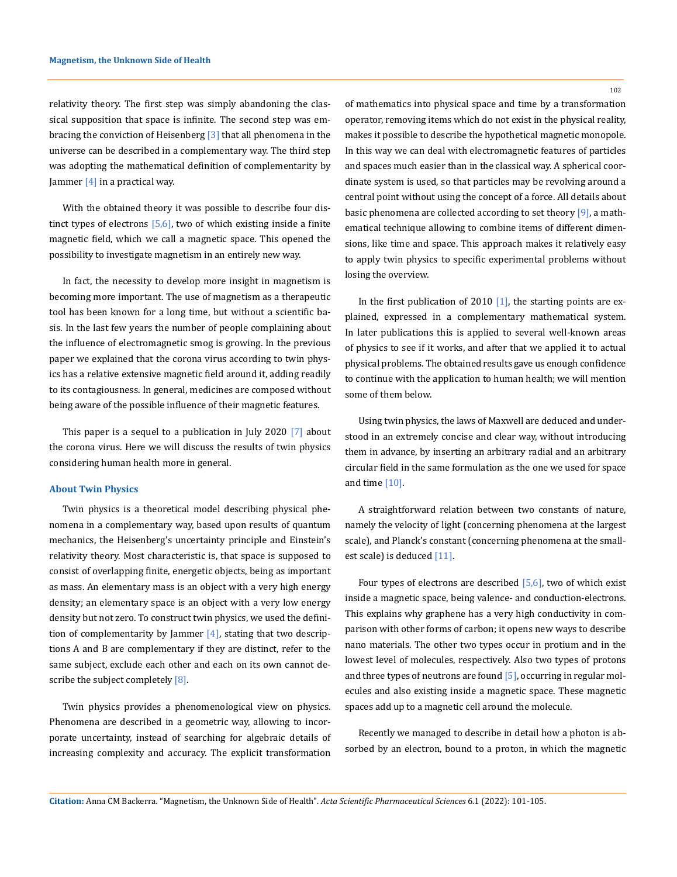relativity theory. The first step was simply abandoning the classical supposition that space is infinite. The second step was embracing the conviction of Heisenberg [3] that all phenomena in the universe can be described in a complementary way. The third step was adopting the mathematical definition of complementarity by Jammer [4] in a practical way.

With the obtained theory it was possible to describe four distinct types of electrons [5,6], two of which existing inside a finite magnetic field, which we call a magnetic space. This opened the possibility to investigate magnetism in an entirely new way.

In fact, the necessity to develop more insight in magnetism is becoming more important. The use of magnetism as a therapeutic tool has been known for a long time, but without a scientific basis. In the last few years the number of people complaining about the influence of electromagnetic smog is growing. In the previous paper we explained that the corona virus according to twin physics has a relative extensive magnetic field around it, adding readily to its contagiousness. In general, medicines are composed without being aware of the possible influence of their magnetic features.

This paper is a sequel to a publication in July 2020 [7] about the corona virus. Here we will discuss the results of twin physics considering human health more in general.

### About Twin Physics

Twin physics is a theoretical model describing physical phenomena in a complementary way, based upon results of quantum mechanics, the Heisenberg's uncertainty principle and Einstein's relativity theory. Most characteristic is, that space is supposed to consist of overlapping finite, energetic objects, being as important as mass. An elementary mass is an object with a very high energy density; an elementary space is an object with a very low energy density but not zero. To construct twin physics, we used the definition of complementarity by Jammer [4], stating that two descriptions A and B are complementary if they are distinct, refer to the same subject, exclude each other and each on its own cannot describe the subject completely [8].

Twin physics provides a phenomenological view on physics. Phenomena are described in a geometric way, allowing to incorporate uncertainty, instead of searching for algebraic details of increasing complexity and accuracy. The explicit transformation of mathematics into physical space and time by a transformation operator, removing items which do not exist in the physical reality, makes it possible to describe the hypothetical magnetic monopole. In this way we can deal with electromagnetic features of particles and spaces much easier than in the classical way. A spherical coordinate system is used, so that particles may be revolving around a central point without using the concept of a force. All details about basic phenomena are collected according to set theory [9], a mathematical technique allowing to combine items of different dimensions, like time and space. This approach makes it relatively easy to apply twin physics to specific experimental problems without losing the overview.

In the first publication of 2010 [1], the starting points are explained, expressed in a complementary mathematical system. In later publications this is applied to several well-known areas of physics to see if it works, and after that we applied it to actual physical problems. The obtained results gave us enough confidence to continue with the application to human health; we will mention some of them below.

Using twin physics, the laws of Maxwell are deduced and understood in an extremely concise and clear way, without introducing them in advance, by inserting an arbitrary radial and an arbitrary circular field in the same formulation as the one we used for space and time [10].

A straightforward relation between two constants of nature, namely the velocity of light (concerning phenomena at the largest scale), and Planck's constant (concerning phenomena at the smallest scale) is deduced [11].

Four types of electrons are described [5,6], two of which exist inside a magnetic space, being valence- and conduction-electrons. This explains why graphene has a very high conductivity in comparison with other forms of carbon; it opens new ways to describe nano materials. The other two types occur in protium and in the lowest level of molecules, respectively. Also two types of protons and three types of neutrons are found [5], occurring in regular molecules and also existing inside a magnetic space. These magnetic spaces add up to a magnetic cell around the molecule.

Recently we managed to describe in detail how a photon is absorbed by an electron, bound to a proton, in which the magnetic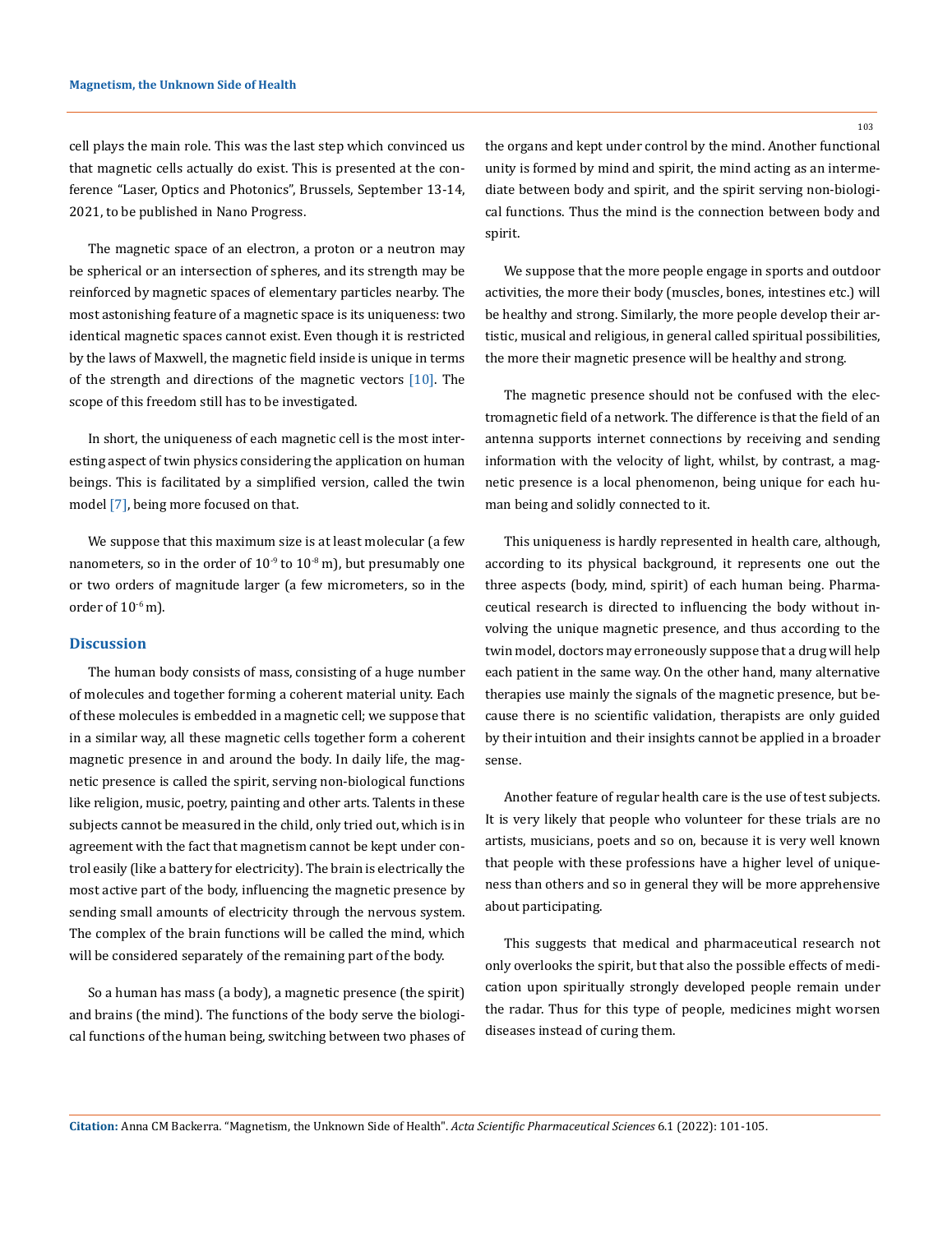cell plays the main role. This was the last step which convinced us that magnetic cells actually do exist. This is presented at the conference "Laser, Optics and Photonics", Brussels, September 13-14, 2021, to be published in Nano Progress.

The magnetic space of an electron, a proton or a neutron may be spherical or an intersection of spheres, and its strength may be reinforced by magnetic spaces of elementary particles nearby. The most astonishing feature of a magnetic space is its uniqueness: two identical magnetic spaces cannot exist. Even though it is restricted by the laws of Maxwell, the magnetic field inside is unique in terms of the strength and directions of the magnetic vectors [10]. The scope of this freedom still has to be investigated.

In short, the uniqueness of each magnetic cell is the most interesting aspect of twin physics considering the application on human beings. This is facilitated by a simplified version, called the twin model [7], being more focused on that.

We suppose that this maximum size is at least molecular (a few nanometers, so in the order of $10^{-9}$ to $10^{-8}$ m), but presumably one or two orders of magnitude larger (a few micrometers, so in the order of $10^{-6}$ m).

## Discussion

The human body consists of mass, consisting of a huge number of molecules and together forming a coherent material unity. Each of these molecules is embedded in a magnetic cell; we suppose that in a similar way, all these magnetic cells together form a coherent magnetic presence in and around the body. In daily life, the magnetic presence is called the spirit, serving non-biological functions like religion, music, poetry, painting and other arts. Talents in these subjects cannot be measured in the child, only tried out, which is in agreement with the fact that magnetism cannot be kept under control easily (like a battery for electricity). The brain is electrically the most active part of the body, influencing the magnetic presence by sending small amounts of electricity through the nervous system. The complex of the brain functions will be called the mind, which will be considered separately of the remaining part of the body.

So a human has mass (a body), a magnetic presence (the spirit) and brains (the mind). The functions of the body serve the biological functions of the human being, switching between two phases of the organs and kept under control by the mind. Another functional unity is formed by mind and spirit, the mind acting as an intermediate between body and spirit, and the spirit serving non-biological functions. Thus the mind is the connection between body and spirit.

We suppose that the more people engage in sports and outdoor activities, the more their body (muscles, bones, intestines etc.) will be healthy and strong. Similarly, the more people develop their artistic, musical and religious, in general called spiritual possibilities, the more their magnetic presence will be healthy and strong.

The magnetic presence should not be confused with the electromagnetic field of a network. The difference is that the field of an antenna supports internet connections by receiving and sending information with the velocity of light, whilst, by contrast, a magnetic presence is a local phenomenon, being unique for each human being and solidly connected to it.

This uniqueness is hardly represented in health care, although, according to its physical background, it represents one out the three aspects (body, mind, spirit) of each human being. Pharmaceutical research is directed to influencing the body without involving the unique magnetic presence, and thus according to the twin model, doctors may erroneously suppose that a drug will help each patient in the same way. On the other hand, many alternative therapies use mainly the signals of the magnetic presence, but because there is no scientific validation, therapists are only guided by their intuition and their insights cannot be applied in a broader sense.

Another feature of regular health care is the use of test subjects. It is very likely that people who volunteer for these trials are no artists, musicians, poets and so on, because it is very well known that people with these professions have a higher level of uniqueness than others and so in general they will be more apprehensive about participating.

This suggests that medical and pharmaceutical research not only overlooks the spirit, but that also the possible effects of medication upon spiritually strongly developed people remain under the radar. Thus for this type of people, medicines might worsen diseases instead of curing them.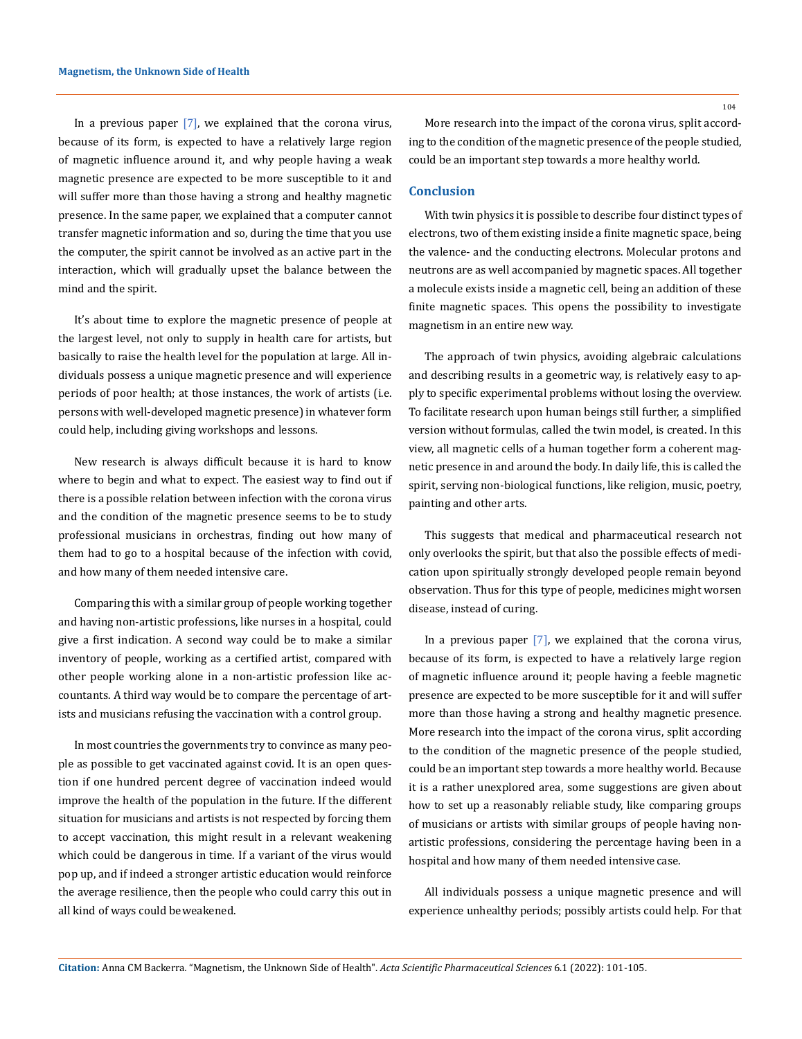In a previous paper [7], we explained that the corona virus, because of its form, is expected to have a relatively large region of magnetic influence around it, and why people having a weak magnetic presence are expected to be more susceptible to it and will suffer more than those having a strong and healthy magnetic presence. In the same paper, we explained that a computer cannot transfer magnetic information and so, during the time that you use the computer, the spirit cannot be involved as an active part in the interaction, which will gradually upset the balance between the mind and the spirit.

It's about time to explore the magnetic presence of people at the largest level, not only to supply in health care for artists, but basically to raise the health level for the population at large. All individuals possess a unique magnetic presence and will experience periods of poor health; at those instances, the work of artists (i.e. persons with well-developed magnetic presence) in whatever form could help, including giving workshops and lessons.

New research is always difficult because it is hard to know where to begin and what to expect. The easiest way to find out if there is a possible relation between infection with the corona virus and the condition of the magnetic presence seems to be to study professional musicians in orchestras, finding out how many of them had to go to a hospital because of the infection with covid, and how many of them needed intensive care.

Comparing this with a similar group of people working together and having non-artistic professions, like nurses in a hospital, could give a first indication. A second way could be to make a similar inventory of people, working as a certified artist, compared with other people working alone in a non-artistic profession like accountants. A third way would be to compare the percentage of artists and musicians refusing the vaccination with a control group.

In most countries the governments try to convince as many people as possible to get vaccinated against covid. It is an open question if one hundred percent degree of vaccination indeed would improve the health of the population in the future. If the different situation for musicians and artists is not respected by forcing them to accept vaccination, this might result in a relevant weakening which could be dangerous in time. If a variant of the virus would pop up, and if indeed a stronger artistic education would reinforce the average resilience, then the people who could carry this out in all kind of ways could be weakened.

More research into the impact of the corona virus, split according to the condition of the magnetic presence of the people studied, could be an important step towards a more healthy world.

## Conclusion

With twin physics it is possible to describe four distinct types of electrons, two of them existing inside a finite magnetic space, being the valence- and the conducting electrons. Molecular protons and neutrons are as well accompanied by magnetic spaces. All together a molecule exists inside a magnetic cell, being an addition of these finite magnetic spaces. This opens the possibility to investigate magnetism in an entire new way.

The approach of twin physics, avoiding algebraic calculations and describing results in a geometric way, is relatively easy to apply to specific experimental problems without losing the overview. To facilitate research upon human beings still further, a simplified version without formulas, called the twin model, is created. In this view, all magnetic cells of a human together form a coherent magnetic presence in and around the body. In daily life, this is called the spirit, serving non-biological functions, like religion, music, poetry, painting and other arts.

This suggests that medical and pharmaceutical research not only overlooks the spirit, but that also the possible effects of medication upon spiritually strongly developed people remain beyond observation. Thus for this type of people, medicines might worsen disease, instead of curing.

In a previous paper [7], we explained that the corona virus, because of its form, is expected to have a relatively large region of magnetic influence around it; people having a feeble magnetic presence are expected to be more susceptible for it and will suffer more than those having a strong and healthy magnetic presence. More research into the impact of the corona virus, split according to the condition of the magnetic presence of the people studied, could be an important step towards a more healthy world. Because it is a rather unexplored area, some suggestions are given about how to set up a reasonably reliable study, like comparing groups of musicians or artists with similar groups of people having non-artistic professions, considering the percentage having been in a hospital and how many of them needed intensive case.

All individuals possess a unique magnetic presence and will experience unhealthy periods; possibly artists could help. For that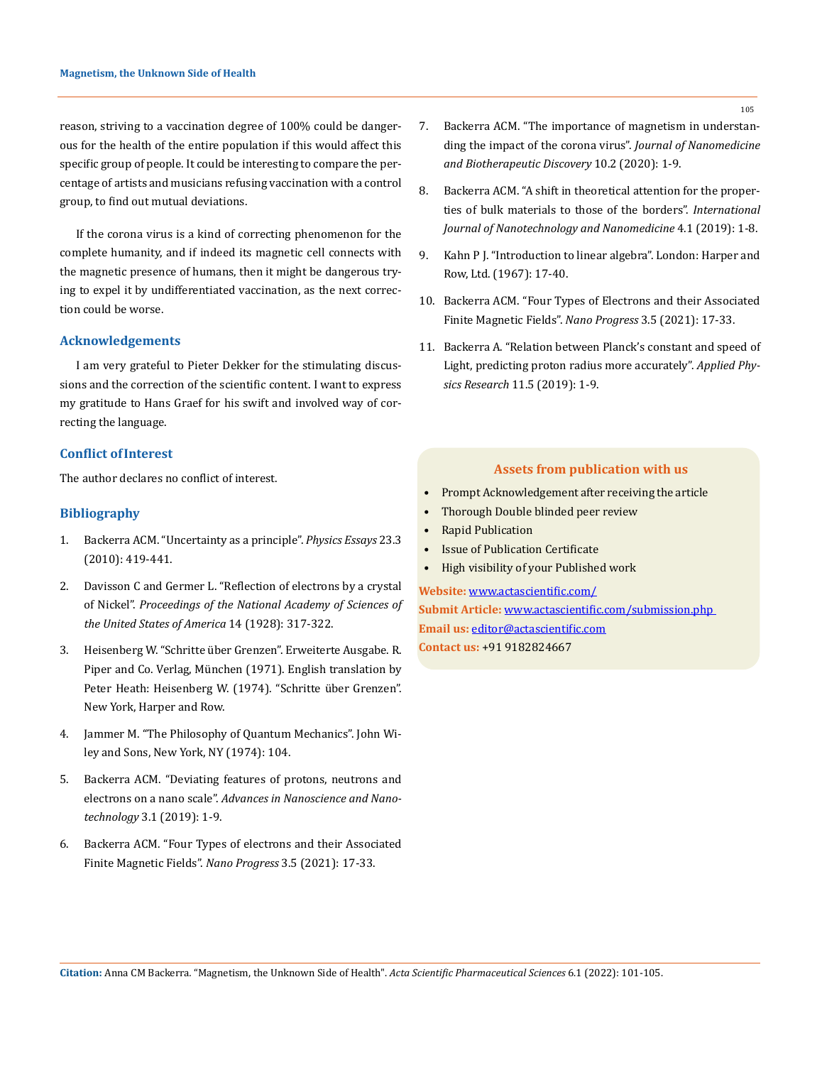reason, striving to a vaccination degree of 100% could be dangerous for the health of the entire population if this would affect this specific group of people. It could be interesting to compare the percentage of artists and musicians refusing vaccination with a control group, to find out mutual deviations.

If the corona virus is a kind of correcting phenomenon for the complete humanity, and if indeed its magnetic cell connects with the magnetic presence of humans, then it might be dangerous trying to expel it by undifferentiated vaccination, as the next correction could be worse.

## Acknowledgements

I am very grateful to Pieter Dekker for the stimulating discussions and the correction of the scientific content. I want to express my gratitude to Hans Graef for his swift and involved way of correcting the language.

## Conflict of Interest

The author declares no conflict of interest.

## Bibliography

1. Backerra ACM. "Uncertainty as a principle". *Physics Essays* 23.3 (2010): 419-441.
2. Davisson C and Germer L. "Reflection of electrons by a crystal of Nickel". *Proceedings of the National Academy of Sciences of the United States of America* 14 (1928): 317-322.
3. Heisenberg W. "Schritte über Grenzen". Erweiterte Ausgabe. R. Piper and Co. Verlag, München (1971). English translation by Peter Heath: Heisenberg W. (1974). "Schritte über Grenzen". New York, Harper and Row.
4. Jammer M. "The Philosophy of Quantum Mechanics". John Wiley and Sons, New York, NY (1974): 104.
5. Backerra ACM. "Deviating features of protons, neutrons and electrons on a nano scale". *Advances in Nanoscience and Nanotechnology* 3.1 (2019): 1-9.
6. Backerra ACM. "Four Types of electrons and their Associated Finite Magnetic Fields". *Nano Progress* 3.5 (2021): 17-33.
7. Backerra ACM. "The importance of magnetism in understanding the impact of the corona virus". *Journal of Nanomedicine and Biotherapeutic Discovery* 10.2 (2020): 1-9.
8. Backerra ACM. "A shift in theoretical attention for the properties of bulk materials to those of the borders". *International Journal of Nanotechnology and Nanomedicine* 4.1 (2019): 1-8.
9. Kahn P J. "Introduction to linear algebra". London: Harper and Row, Ltd. (1967): 17-40.
10. Backerra ACM. "Four Types of Electrons and their Associated Finite Magnetic Fields". *Nano Progress* 3.5 (2021): 17-33.
11. Backerra A. "Relation between Planck's constant and speed of Light, predicting proton radius more accurately". *Applied Physics Research* 11.5 (2019): 1-9.

**Assets from publication with us**

- Prompt Acknowledgement after receiving the article
- Thorough Double blinded peer review
- Rapid Publication
- Issue of Publication Certificate
- High visibility of your Published work

**Website:** www.actascientific.com/
**Submit Article:** www.actascientific.com/submission.php
**Email us:** editor@actascientific.com
**Contact us:** +91 9182824667